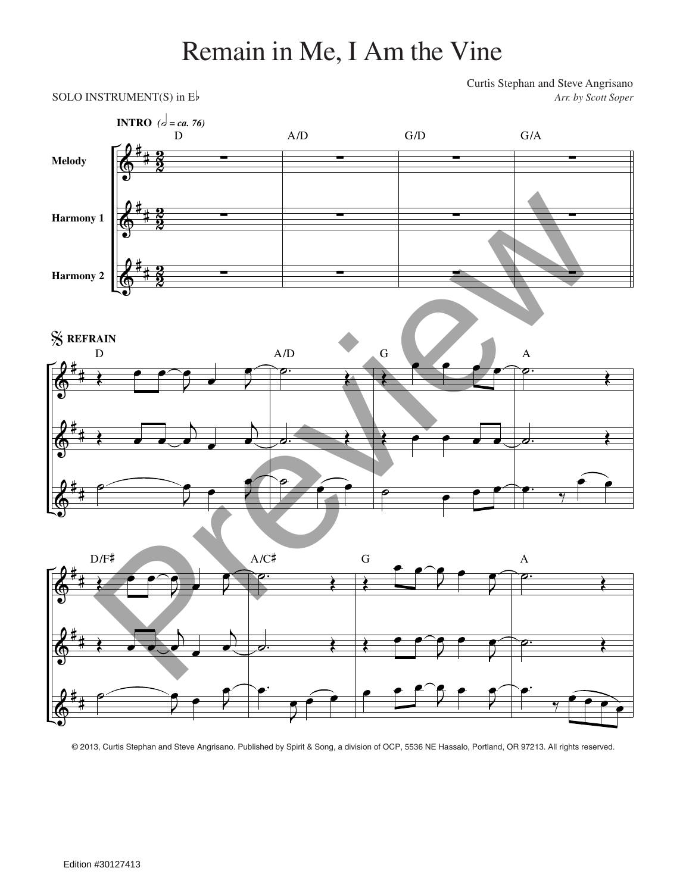# Remain in Me, I Am the Vine

SOLO INSTRUMENT(S) in E♭

Curtis Stephan and Steve Angrisano
*Arr. by Scott Soper*

© 2013, Curtis Stephan and Steve Angrisano. Published by Spirit & Song, a division of OCP, 5536 NE Hassalo, Portland, OR 97213. All rights reserved.

Edition #30127413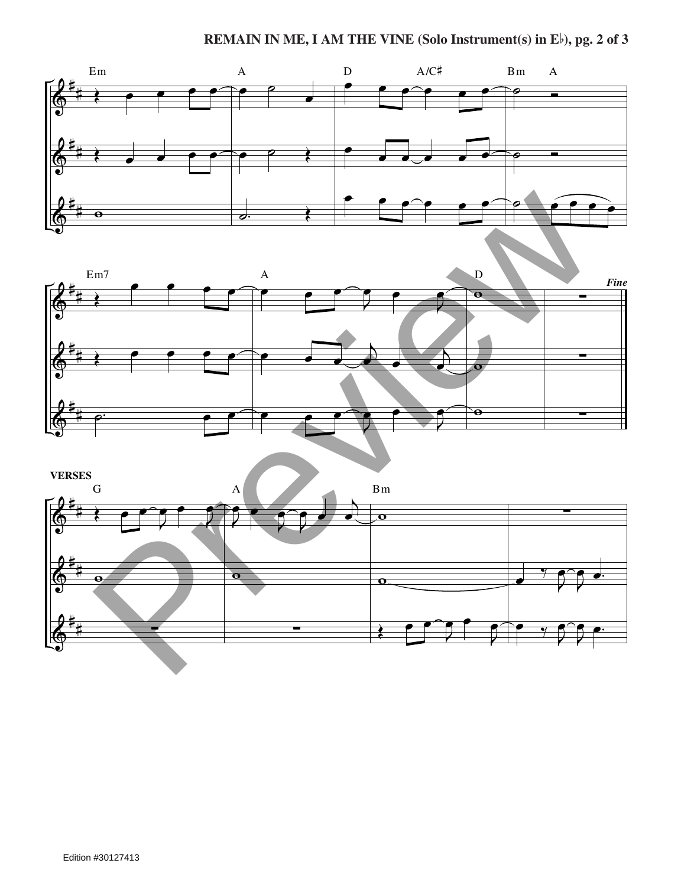Em A D A/C♯ Bm A

Em7 A D *Fine*

**VERSES**

G A Bm

Edition #30127413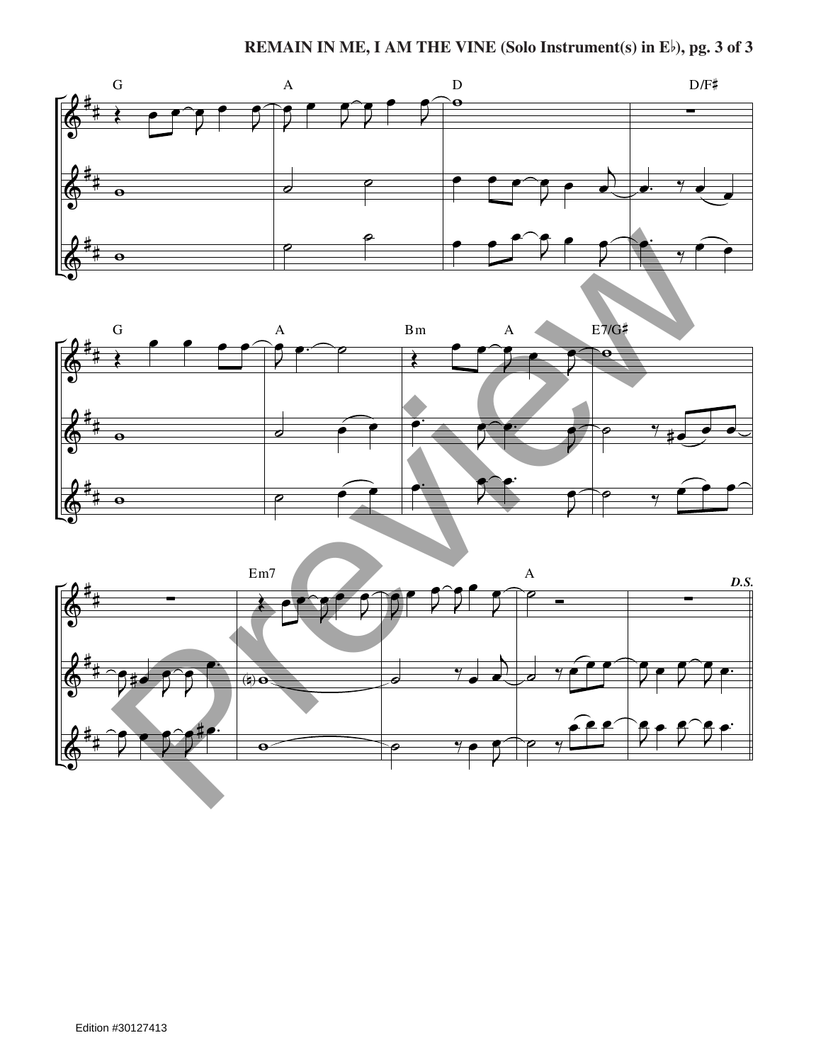G A D D/F♯

G A Bm A E7/G♯

Em7 A *D.S.*

Preview

Edition #30127413